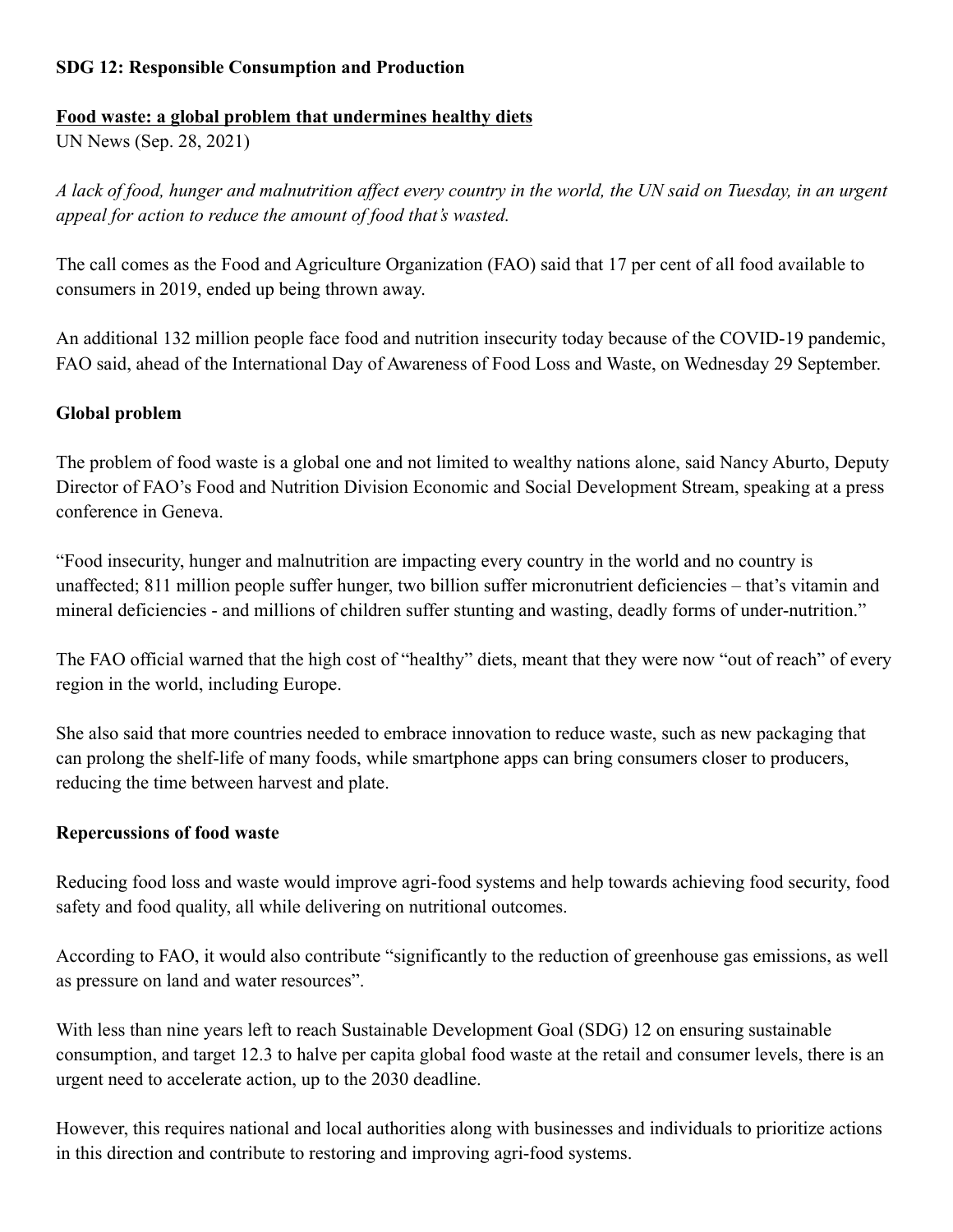**SDG 12: Responsible Consumption and Production**

**Food waste: a global problem that undermines healthy diets**

UN News (Sep. 28, 2021)

*A lack of food, hunger and malnutrition affect every country in the world, the UN said on Tuesday, in an urgent appeal for action to reduce the amount of food that's wasted.*

The call comes as the Food and Agriculture Organization (FAO) said that 17 per cent of all food available to consumers in 2019, ended up being thrown away.

An additional 132 million people face food and nutrition insecurity today because of the COVID-19 pandemic, FAO said, ahead of the International Day of Awareness of Food Loss and Waste, on Wednesday 29 September.

**Global problem**

The problem of food waste is a global one and not limited to wealthy nations alone, said Nancy Aburto, Deputy Director of FAO's Food and Nutrition Division Economic and Social Development Stream, speaking at a press conference in Geneva.

"Food insecurity, hunger and malnutrition are impacting every country in the world and no country is unaffected; 811 million people suffer hunger, two billion suffer micronutrient deficiencies – that's vitamin and mineral deficiencies - and millions of children suffer stunting and wasting, deadly forms of under-nutrition."

The FAO official warned that the high cost of "healthy" diets, meant that they were now "out of reach" of every region in the world, including Europe.

She also said that more countries needed to embrace innovation to reduce waste, such as new packaging that can prolong the shelf-life of many foods, while smartphone apps can bring consumers closer to producers, reducing the time between harvest and plate.

**Repercussions of food waste**

Reducing food loss and waste would improve agri-food systems and help towards achieving food security, food safety and food quality, all while delivering on nutritional outcomes.

According to FAO, it would also contribute "significantly to the reduction of greenhouse gas emissions, as well as pressure on land and water resources".

With less than nine years left to reach Sustainable Development Goal (SDG) 12 on ensuring sustainable consumption, and target 12.3 to halve per capita global food waste at the retail and consumer levels, there is an urgent need to accelerate action, up to the 2030 deadline.

However, this requires national and local authorities along with businesses and individuals to prioritize actions in this direction and contribute to restoring and improving agri-food systems.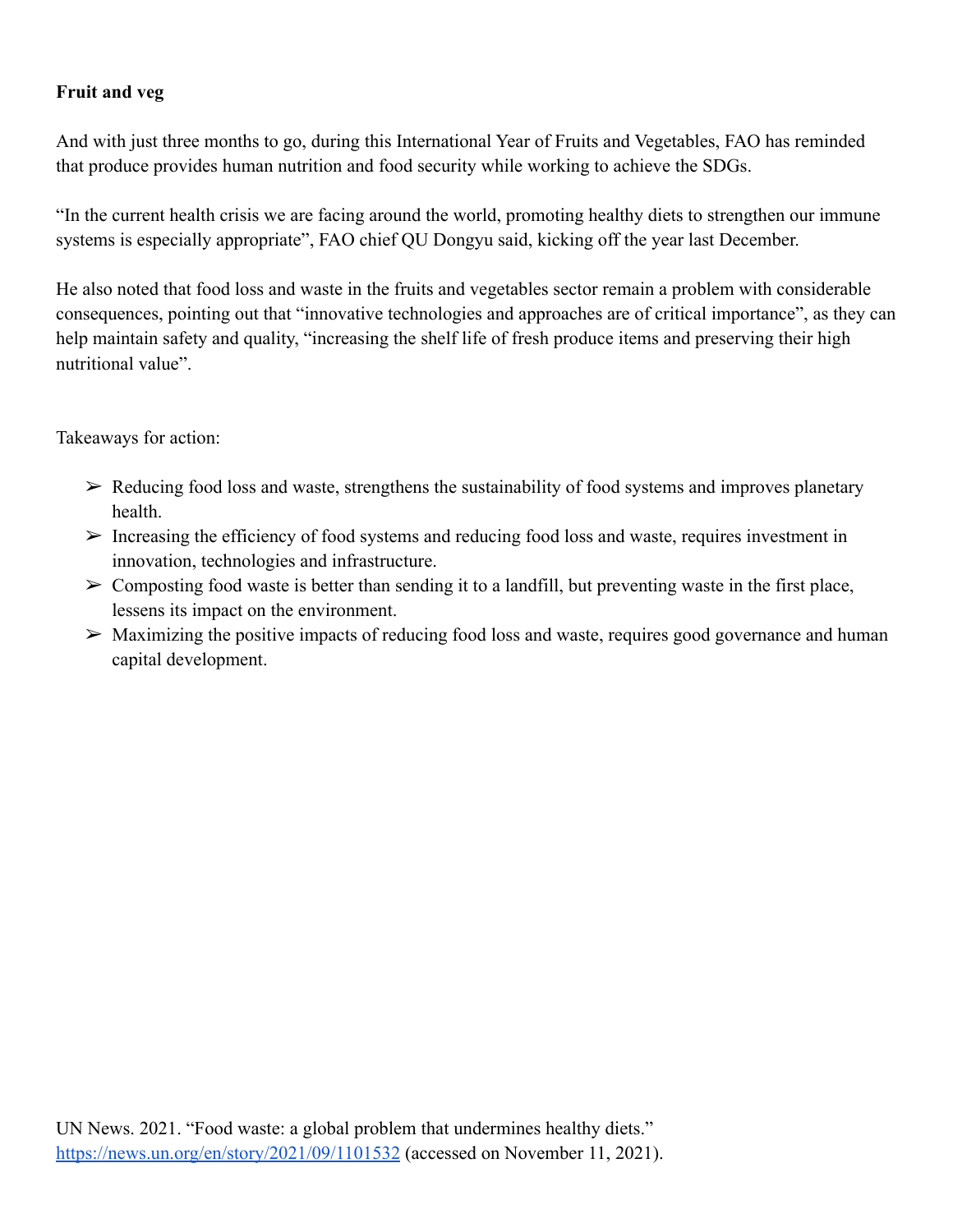**Fruit and veg**

And with just three months to go, during this International Year of Fruits and Vegetables, FAO has reminded that produce provides human nutrition and food security while working to achieve the SDGs.

“In the current health crisis we are facing around the world, promoting healthy diets to strengthen our immune systems is especially appropriate”, FAO chief QU Dongyu said, kicking off the year last December.

He also noted that food loss and waste in the fruits and vegetables sector remain a problem with considerable consequences, pointing out that “innovative technologies and approaches are of critical importance”, as they can help maintain safety and quality, “increasing the shelf life of fresh produce items and preserving their high nutritional value”.

Takeaways for action:

- Reducing food loss and waste, strengthens the sustainability of food systems and improves planetary health.
- Increasing the efficiency of food systems and reducing food loss and waste, requires investment in innovation, technologies and infrastructure.
- Composting food waste is better than sending it to a landfill, but preventing waste in the first place, lessens its impact on the environment.
- Maximizing the positive impacts of reducing food loss and waste, requires good governance and human capital development.

UN News. 2021. “Food waste: a global problem that undermines healthy diets.” https://news.un.org/en/story/2021/09/1101532 (accessed on November 11, 2021).